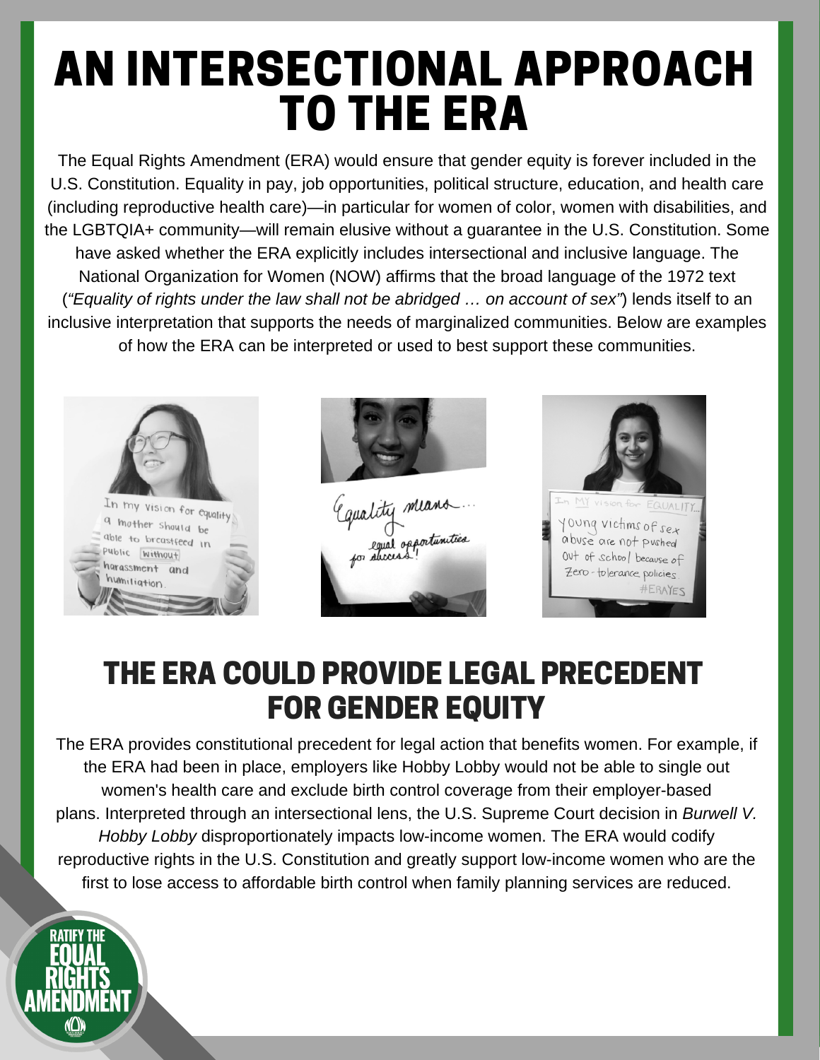# AN INTERSECTIONAL APPROACH TO THE ERA

The Equal Rights Amendment (ERA) would ensure that gender equity is forever included in the U.S. Constitution. Equality in pay, job opportunities, political structure, education, and health care (including reproductive health care)—in particular for women of color, women with disabilities, and the LGBTQIA+ community—will remain elusive without a guarantee in the U.S. Constitution. Some have asked whether the ERA explicitly includes intersectional and inclusive language. The National Organization for Women (NOW) affirms that the broad language of the 1972 text (*"Equality of rights under the law shall not be abridged … on account of sex"*) lends itself to an inclusive interpretation that supports the needs of marginalized communities. Below are examples of how the ERA can be interpreted or used to best support these communities.

## THE ERA COULD PROVIDE LEGAL PRECEDENT FOR GENDER EQUITY

The ERA provides constitutional precedent for legal action that benefits women. For example, if the ERA had been in place, employers like Hobby Lobby would not be able to single out women's health care and exclude birth control coverage from their employer-based plans. Interpreted through an intersectional lens, the U.S. Supreme Court decision in *Burwell V. Hobby Lobby* disproportionately impacts low-income women. The ERA would codify reproductive rights in the U.S. Constitution and greatly support low-income women who are the first to lose access to affordable birth control when family planning services are reduced.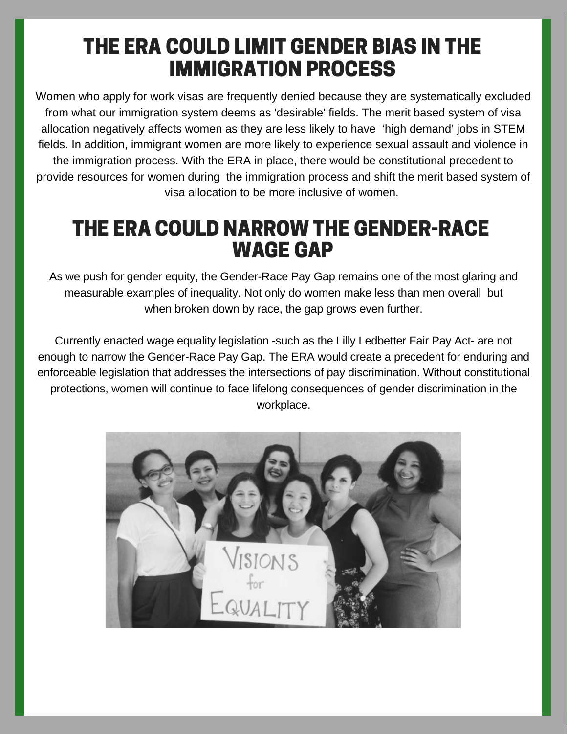## THE ERA COULD LIMIT GENDER BIAS IN THE IMMIGRATION PROCESS

Women who apply for work visas are frequently denied because they are systematically excluded from what our immigration system deems as 'desirable' fields. The merit based system of visa allocation negatively affects women as they are less likely to have 'high demand' jobs in STEM fields. In addition, immigrant women are more likely to experience sexual assault and violence in the immigration process. With the ERA in place, there would be constitutional precedent to provide resources for women during the immigration process and shift the merit based system of visa allocation to be more inclusive of women.

## THE ERA COULD NARROW THE GENDER-RACE WAGE GAP

As we push for gender equity, the Gender-Race Pay Gap remains one of the most glaring and measurable examples of inequality. Not only do women make less than men overall but when broken down by race, the gap grows even further.

Currently enacted wage equality legislation -such as the Lilly Ledbetter Fair Pay Act- are not enough to narrow the Gender-Race Pay Gap. The ERA would create a precedent for enduring and enforceable legislation that addresses the intersections of pay discrimination. Without constitutional protections, women will continue to face lifelong consequences of gender discrimination in the workplace.